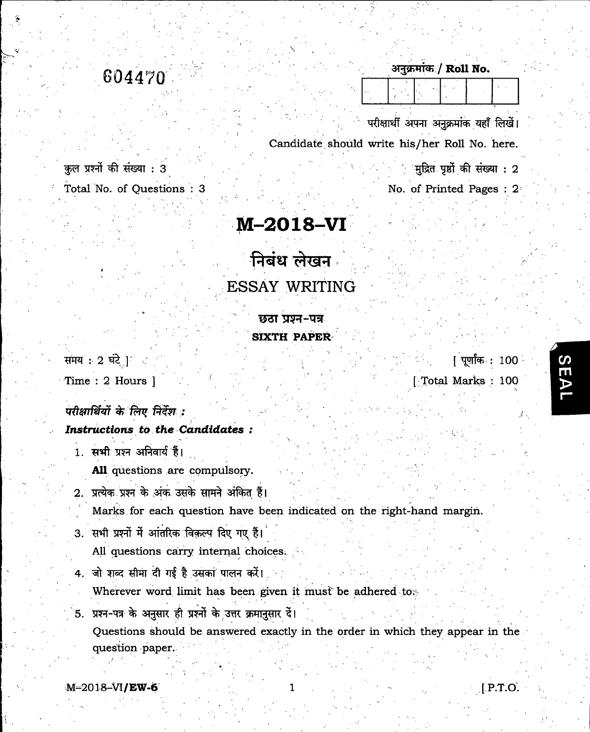604470

अनुक्रमांक / **Roll No.**

| | | | | | |
|---|---|---|---|---|---|
| | | | | | |

परीक्षार्थी अपना अनुक्रमांक यहाँ लिखें।

Candidate should write his/her Roll No. here.

कुल प्रश्नों की संख्या : 3

Total No. of Questions : 3

मुद्रित पृष्ठों की संख्या : 2

No. of Printed Pages : 2

# M–2018–VI

## निबंध लेखन

## ESSAY WRITING

### छठा प्रश्न-पत्र

### SIXTH PAPER

समय : 2 घंटे ]

Time : 2 Hours ]

[ पूर्णांक : 100

[ Total Marks : 100

***परीक्षार्थियों के लिए निर्देश :***

***Instructions to the Candidates :***

1. सभी प्रश्न अनिवार्य हैं।
   **All** questions are compulsory.
2. प्रत्येक प्रश्न के अंक उसके सामने अंकित हैं।
   Marks for each question have been indicated on the right-hand margin.
3. सभी प्रश्नों में आंतरिक विकल्प दिए गए हैं।
   All questions carry internal choices.
4. जो शब्द सीमा दी गई है उसका पालन करें।
   Wherever word limit has been given it must be adhered to.
5. प्रश्न-पत्र के अनुसार ही प्रश्नों के उत्तर क्रमानुसार दें।
   Questions should be answered exactly in the order in which they appear in the question paper.

M–2018–VI/**EW-6**

[ P.T.O.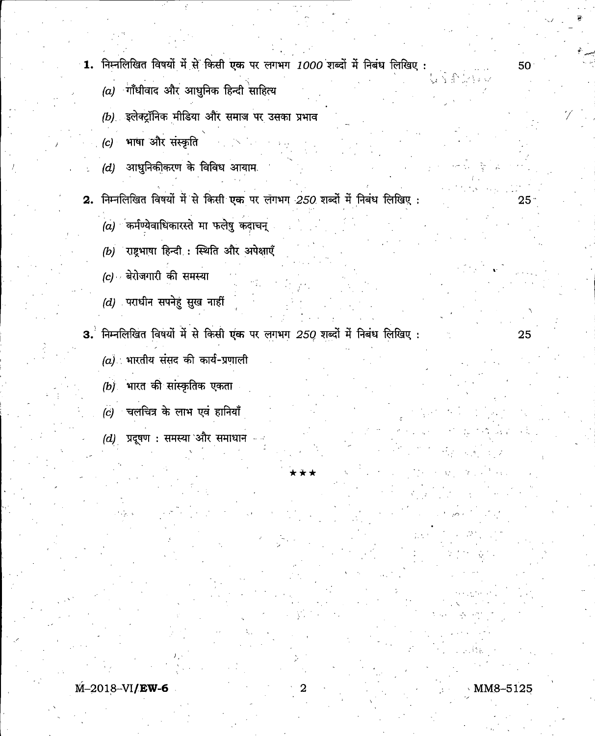**1.** निम्नलिखित विषयों में से किसी एक पर लगभग *1000* शब्दों में निबंध लिखिए : 50

*(a)* गाँधीवाद और आधुनिक हिन्दी साहित्य

*(b)* इलेक्ट्रॉनिक मीडिया और समाज पर उसका प्रभाव

*(c)* भाषा और संस्कृति

*(d)* आधुनिकीकरण के विविध आयाम

**2.** निम्नलिखित विषयों में से किसी एक पर लगभग *250* शब्दों में निबंध लिखिए : 25

*(a)* कर्मण्येवाधिकारस्ते मा फलेषु कदाचन्

*(b)* राष्ट्रभाषा हिन्दी : स्थिति और अपेक्षाएँ

*(c)* बेरोजगारी की समस्या

*(d)* पराधीन सपनेहुं सुख नाहीं

**3.** निम्नलिखित विषयों में से किसी एक पर लगभग *250* शब्दों में निबंध लिखिए : 25

*(a)* भारतीय संसद की कार्य-प्रणाली

*(b)* भारत की सांस्कृतिक एकता

*(c)* चलचित्र के लाभ एवं हानियाँ

*(d)* प्रदूषण : समस्या और समाधान

★★★